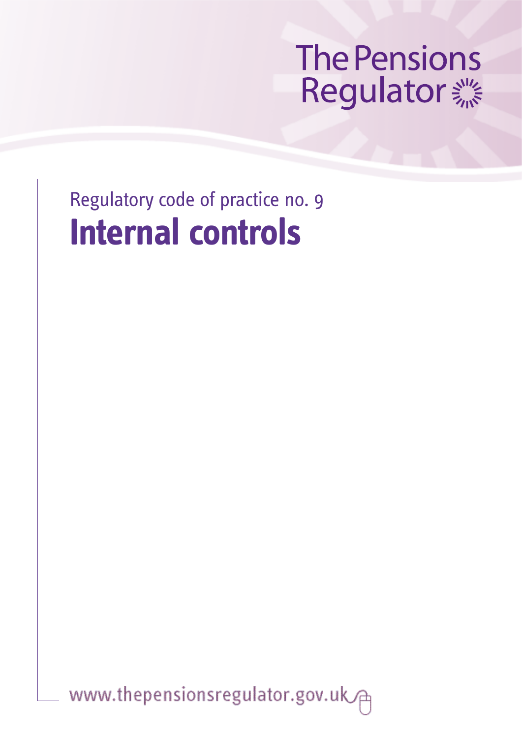The Pensions Regulator

Regulatory code of practice no. 9

# Internal controls

www.thepensionsregulator.gov.uk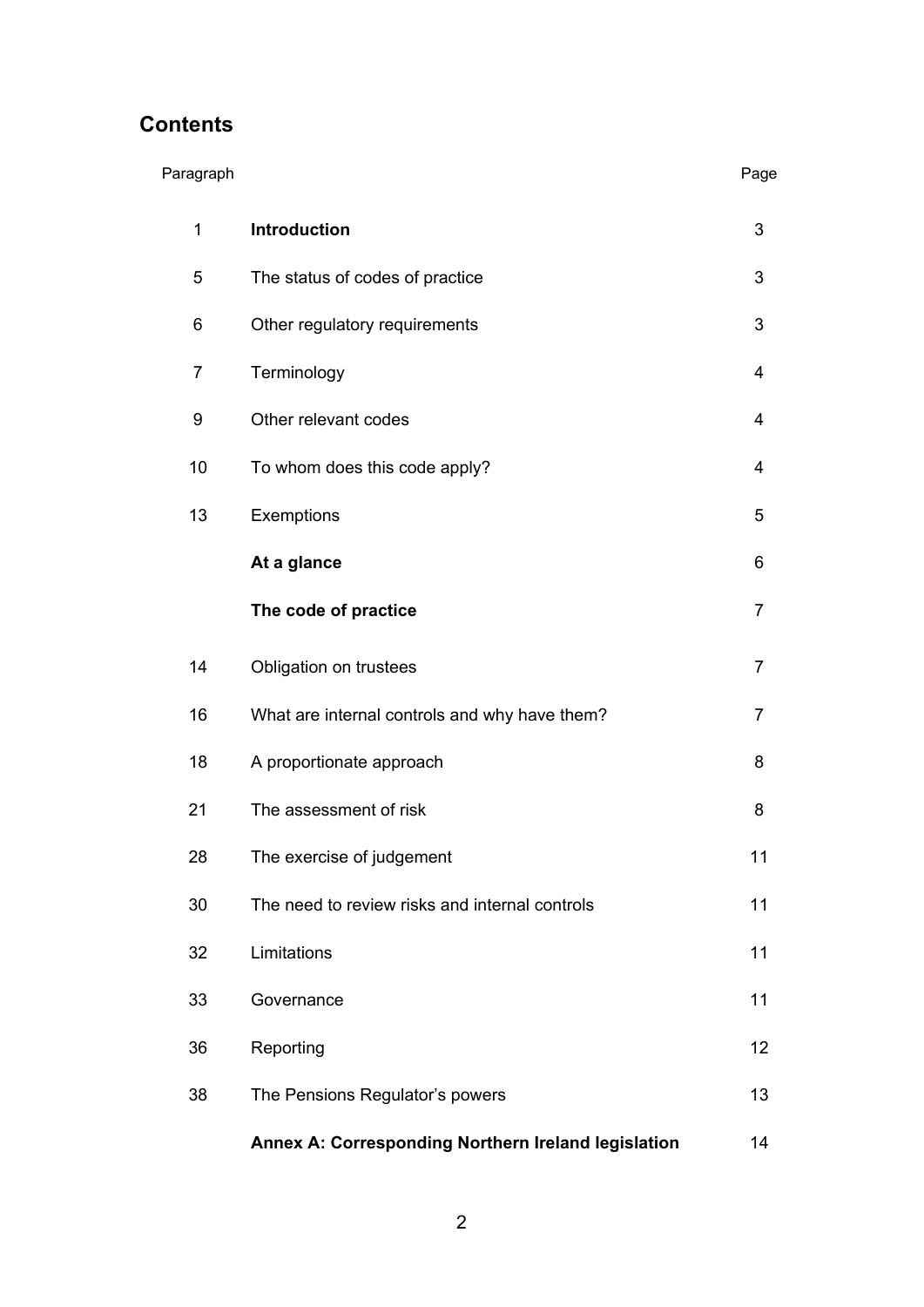## Contents

| Paragraph | | Page |
|---|---|---|
| 1 | **Introduction** | 3 |
| 5 | The status of codes of practice | 3 |
| 6 | Other regulatory requirements | 3 |
| 7 | Terminology | 4 |
| 9 | Other relevant codes | 4 |
| 10 | To whom does this code apply? | 4 |
| 13 | Exemptions | 5 |
| | **At a glance** | 6 |
| | **The code of practice** | 7 |
| 14 | Obligation on trustees | 7 |
| 16 | What are internal controls and why have them? | 7 |
| 18 | A proportionate approach | 8 |
| 21 | The assessment of risk | 8 |
| 28 | The exercise of judgement | 11 |
| 30 | The need to review risks and internal controls | 11 |
| 32 | Limitations | 11 |
| 33 | Governance | 11 |
| 36 | Reporting | 12 |
| 38 | The Pensions Regulator's powers | 13 |
| | **Annex A: Corresponding Northern Ireland legislation** | 14 |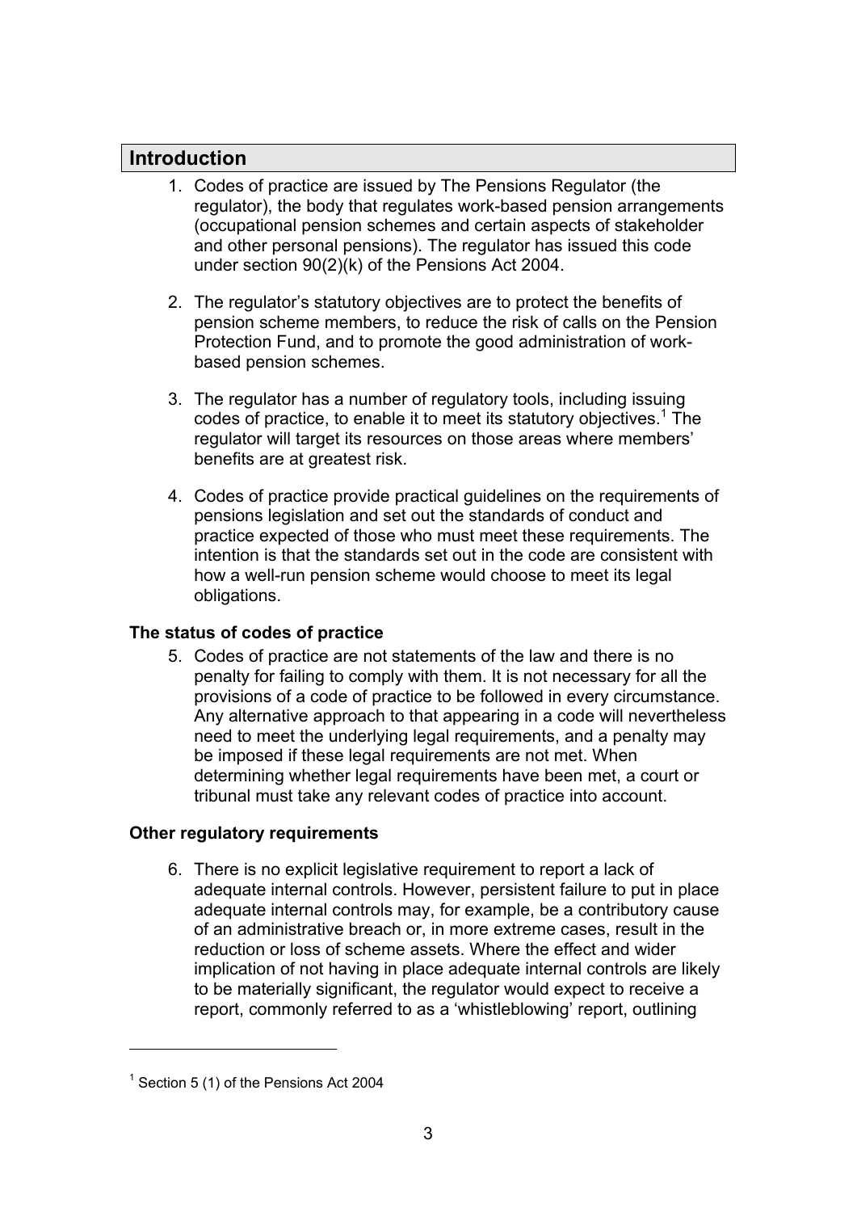## Introduction

1. Codes of practice are issued by The Pensions Regulator (the regulator), the body that regulates work-based pension arrangements (occupational pension schemes and certain aspects of stakeholder and other personal pensions). The regulator has issued this code under section 90(2)(k) of the Pensions Act 2004.

2. The regulator's statutory objectives are to protect the benefits of pension scheme members, to reduce the risk of calls on the Pension Protection Fund, and to promote the good administration of work-based pension schemes.

3. The regulator has a number of regulatory tools, including issuing codes of practice, to enable it to meet its statutory objectives.[1] The regulator will target its resources on those areas where members' benefits are at greatest risk.

4. Codes of practice provide practical guidelines on the requirements of pensions legislation and set out the standards of conduct and practice expected of those who must meet these requirements. The intention is that the standards set out in the code are consistent with how a well-run pension scheme would choose to meet its legal obligations.

### The status of codes of practice

5. Codes of practice are not statements of the law and there is no penalty for failing to comply with them. It is not necessary for all the provisions of a code of practice to be followed in every circumstance. Any alternative approach to that appearing in a code will nevertheless need to meet the underlying legal requirements, and a penalty may be imposed if these legal requirements are not met. When determining whether legal requirements have been met, a court or tribunal must take any relevant codes of practice into account.

### Other regulatory requirements

6. There is no explicit legislative requirement to report a lack of adequate internal controls. However, persistent failure to put in place adequate internal controls may, for example, be a contributory cause of an administrative breach or, in more extreme cases, result in the reduction or loss of scheme assets. Where the effect and wider implication of not having in place adequate internal controls are likely to be materially significant, the regulator would expect to receive a report, commonly referred to as a 'whistleblowing' report, outlining

---

[1] Section 5 (1) of the Pensions Act 2004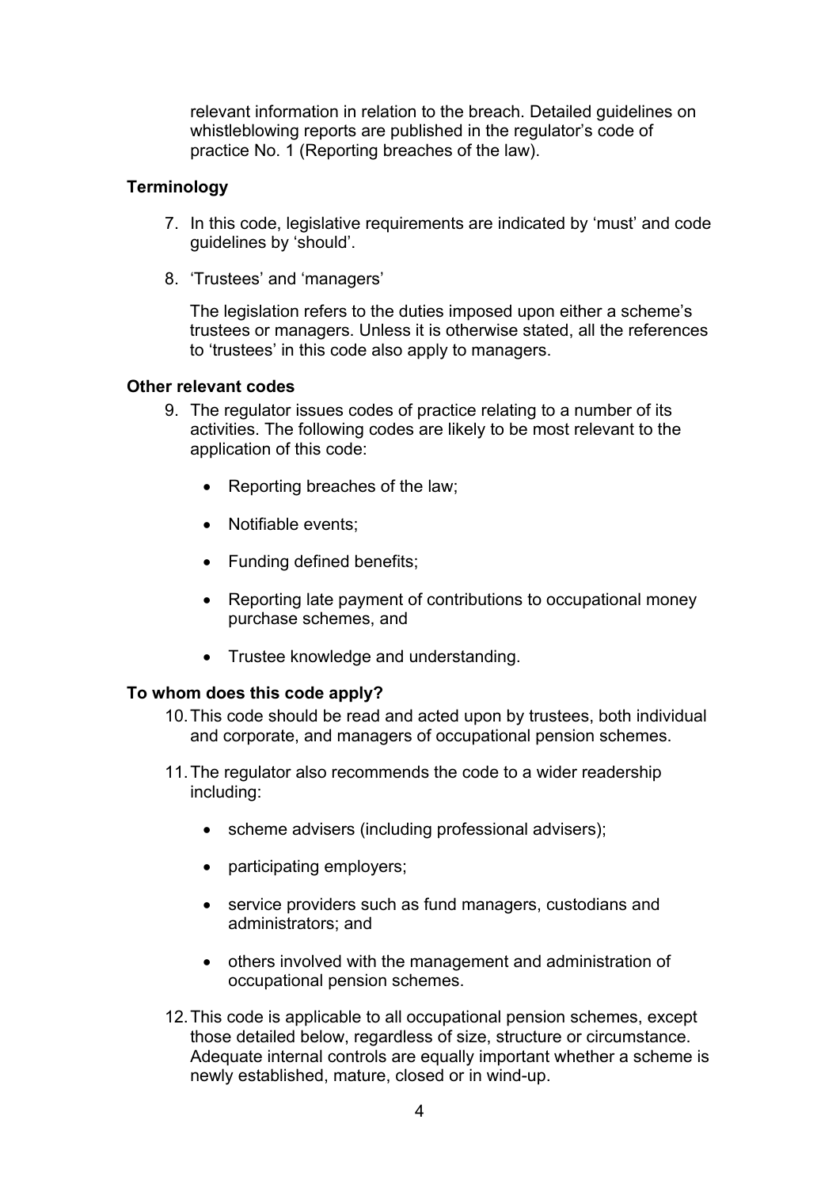relevant information in relation to the breach. Detailed guidelines on whistleblowing reports are published in the regulator's code of practice No. 1 (Reporting breaches of the law).

### Terminology

7. In this code, legislative requirements are indicated by 'must' and code guidelines by 'should'.

8. 'Trustees' and 'managers'

   The legislation refers to the duties imposed upon either a scheme's trustees or managers. Unless it is otherwise stated, all the references to 'trustees' in this code also apply to managers.

### Other relevant codes

9. The regulator issues codes of practice relating to a number of its activities. The following codes are likely to be most relevant to the application of this code:

   - Reporting breaches of the law;
   - Notifiable events;
   - Funding defined benefits;
   - Reporting late payment of contributions to occupational money purchase schemes, and
   - Trustee knowledge and understanding.

### To whom does this code apply?

10. This code should be read and acted upon by trustees, both individual and corporate, and managers of occupational pension schemes.

11. The regulator also recommends the code to a wider readership including:

    - scheme advisers (including professional advisers);
    - participating employers;
    - service providers such as fund managers, custodians and administrators; and
    - others involved with the management and administration of occupational pension schemes.

12. This code is applicable to all occupational pension schemes, except those detailed below, regardless of size, structure or circumstance. Adequate internal controls are equally important whether a scheme is newly established, mature, closed or in wind-up.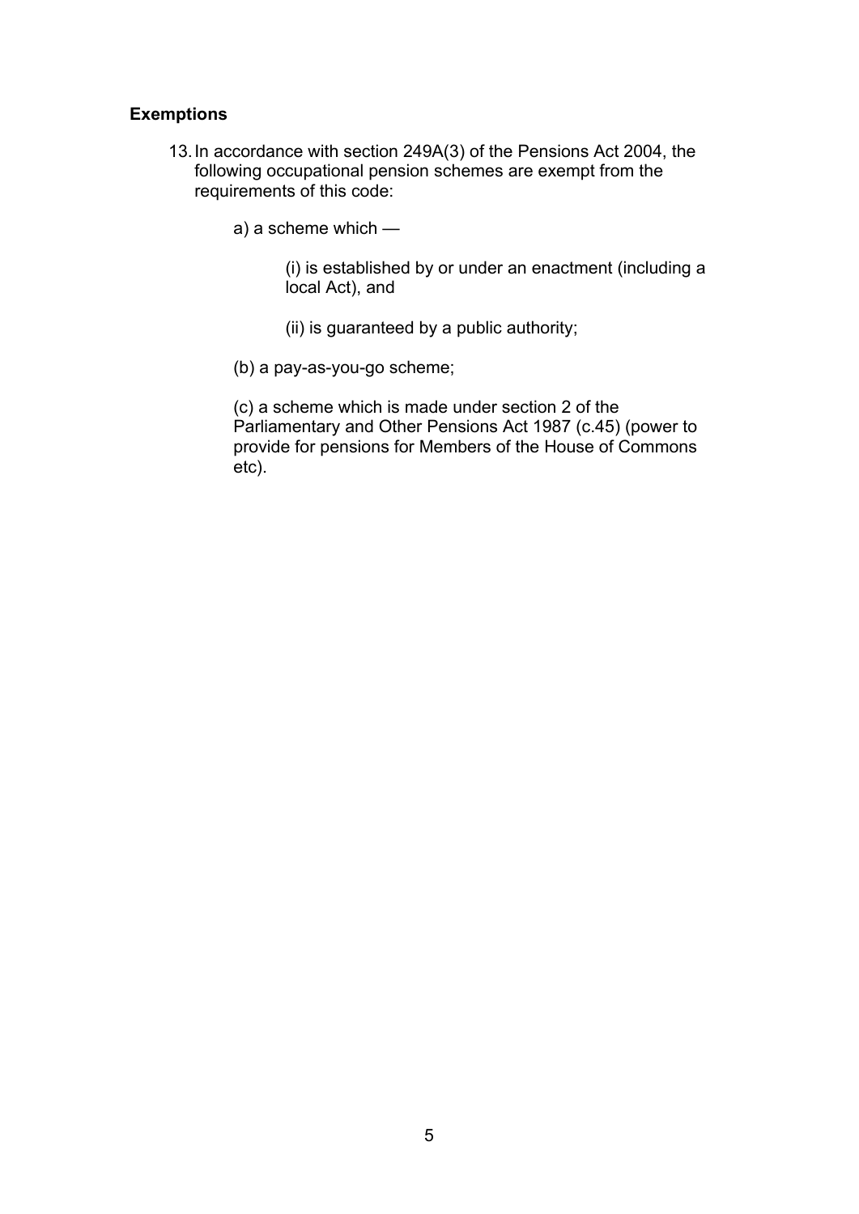### Exemptions

13. In accordance with section 249A(3) of the Pensions Act 2004, the following occupational pension schemes are exempt from the requirements of this code:

    a) a scheme which —

       (i) is established by or under an enactment (including a local Act), and

       (ii) is guaranteed by a public authority;

    (b) a pay-as-you-go scheme;

    (c) a scheme which is made under section 2 of the Parliamentary and Other Pensions Act 1987 (c.45) (power to provide for pensions for Members of the House of Commons etc).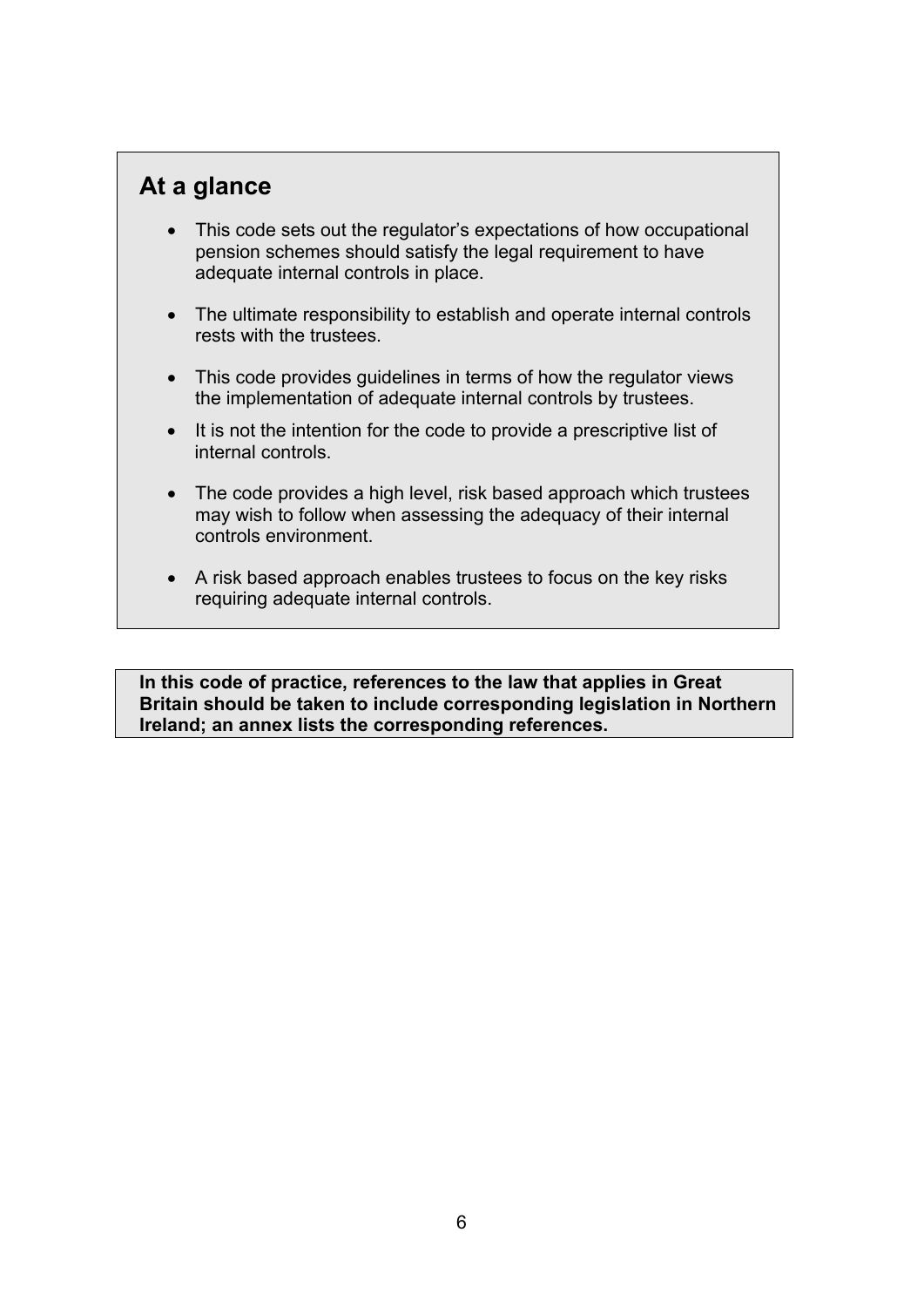## At a glance

- This code sets out the regulator's expectations of how occupational pension schemes should satisfy the legal requirement to have adequate internal controls in place.
- The ultimate responsibility to establish and operate internal controls rests with the trustees.
- This code provides guidelines in terms of how the regulator views the implementation of adequate internal controls by trustees.
- It is not the intention for the code to provide a prescriptive list of internal controls.
- The code provides a high level, risk based approach which trustees may wish to follow when assessing the adequacy of their internal controls environment.
- A risk based approach enables trustees to focus on the key risks requiring adequate internal controls.

**In this code of practice, references to the law that applies in Great Britain should be taken to include corresponding legislation in Northern Ireland; an annex lists the corresponding references.**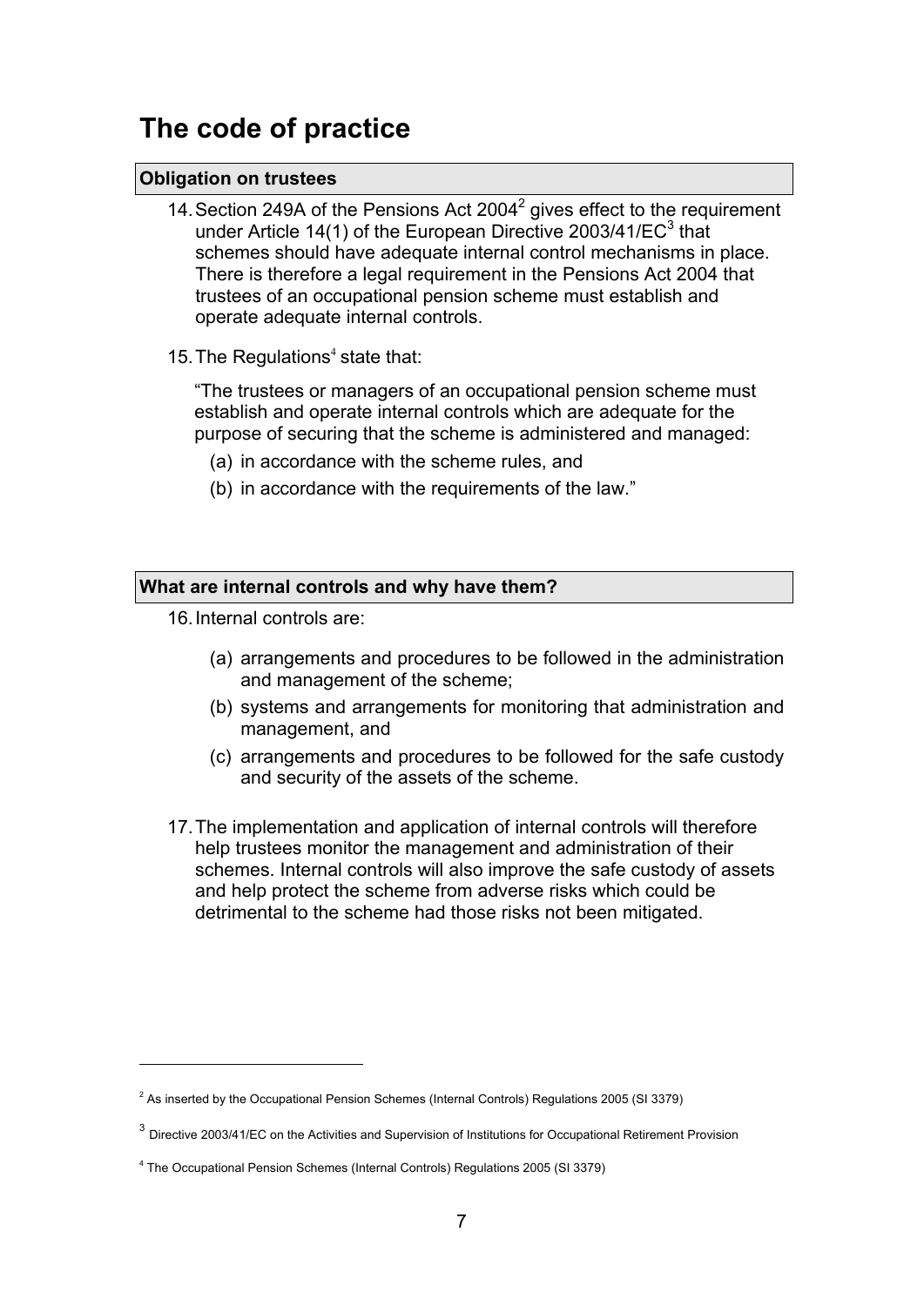# The code of practice

## Obligation on trustees

14. Section 249A of the Pensions Act 2004[2] gives effect to the requirement under Article 14(1) of the European Directive 2003/41/EC[3] that schemes should have adequate internal control mechanisms in place. There is therefore a legal requirement in the Pensions Act 2004 that trustees of an occupational pension scheme must establish and operate adequate internal controls.

15. The Regulations[4] state that:

   "The trustees or managers of an occupational pension scheme must establish and operate internal controls which are adequate for the purpose of securing that the scheme is administered and managed:

   (a) in accordance with the scheme rules, and

   (b) in accordance with the requirements of the law."

## What are internal controls and why have them?

16. Internal controls are:

   (a) arrangements and procedures to be followed in the administration and management of the scheme;

   (b) systems and arrangements for monitoring that administration and management, and

   (c) arrangements and procedures to be followed for the safe custody and security of the assets of the scheme.

17. The implementation and application of internal controls will therefore help trustees monitor the management and administration of their schemes. Internal controls will also improve the safe custody of assets and help protect the scheme from adverse risks which could be detrimental to the scheme had those risks not been mitigated.

---

[2] As inserted by the Occupational Pension Schemes (Internal Controls) Regulations 2005 (SI 3379)

[3] Directive 2003/41/EC on the Activities and Supervision of Institutions for Occupational Retirement Provision

[4] The Occupational Pension Schemes (Internal Controls) Regulations 2005 (SI 3379)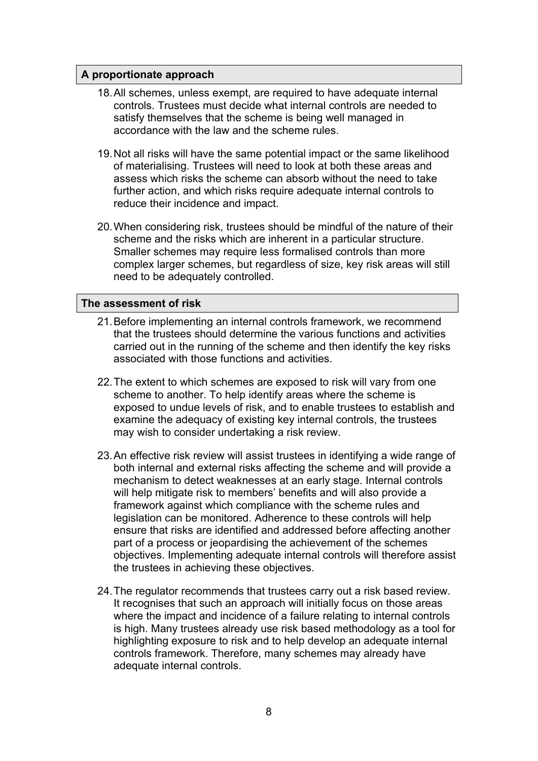## A proportionate approach

18. All schemes, unless exempt, are required to have adequate internal controls. Trustees must decide what internal controls are needed to satisfy themselves that the scheme is being well managed in accordance with the law and the scheme rules.

19. Not all risks will have the same potential impact or the same likelihood of materialising. Trustees will need to look at both these areas and assess which risks the scheme can absorb without the need to take further action, and which risks require adequate internal controls to reduce their incidence and impact.

20. When considering risk, trustees should be mindful of the nature of their scheme and the risks which are inherent in a particular structure. Smaller schemes may require less formalised controls than more complex larger schemes, but regardless of size, key risk areas will still need to be adequately controlled.

## The assessment of risk

21. Before implementing an internal controls framework, we recommend that the trustees should determine the various functions and activities carried out in the running of the scheme and then identify the key risks associated with those functions and activities.

22. The extent to which schemes are exposed to risk will vary from one scheme to another. To help identify areas where the scheme is exposed to undue levels of risk, and to enable trustees to establish and examine the adequacy of existing key internal controls, the trustees may wish to consider undertaking a risk review.

23. An effective risk review will assist trustees in identifying a wide range of both internal and external risks affecting the scheme and will provide a mechanism to detect weaknesses at an early stage. Internal controls will help mitigate risk to members' benefits and will also provide a framework against which compliance with the scheme rules and legislation can be monitored. Adherence to these controls will help ensure that risks are identified and addressed before affecting another part of a process or jeopardising the achievement of the schemes objectives. Implementing adequate internal controls will therefore assist the trustees in achieving these objectives.

24. The regulator recommends that trustees carry out a risk based review. It recognises that such an approach will initially focus on those areas where the impact and incidence of a failure relating to internal controls is high. Many trustees already use risk based methodology as a tool for highlighting exposure to risk and to help develop an adequate internal controls framework. Therefore, many schemes may already have adequate internal controls.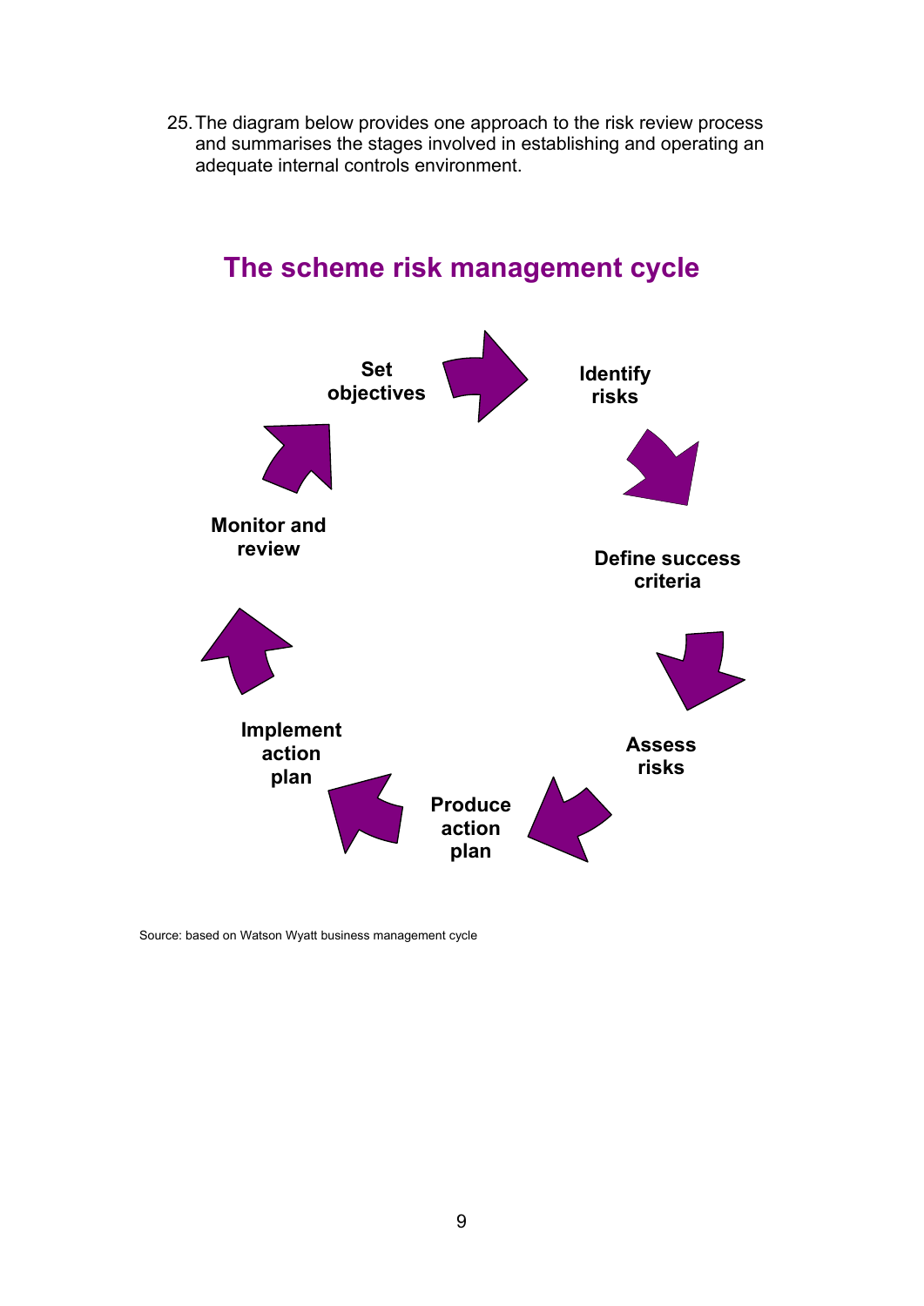25. The diagram below provides one approach to the risk review process and summarises the stages involved in establishing and operating an adequate internal controls environment.

## The scheme risk management cycle

Set objectives → Identify risks → Define success criteria → Assess risks → Produce action plan → Implement action plan → Monitor and review → Set objectives

Source: based on Watson Wyatt business management cycle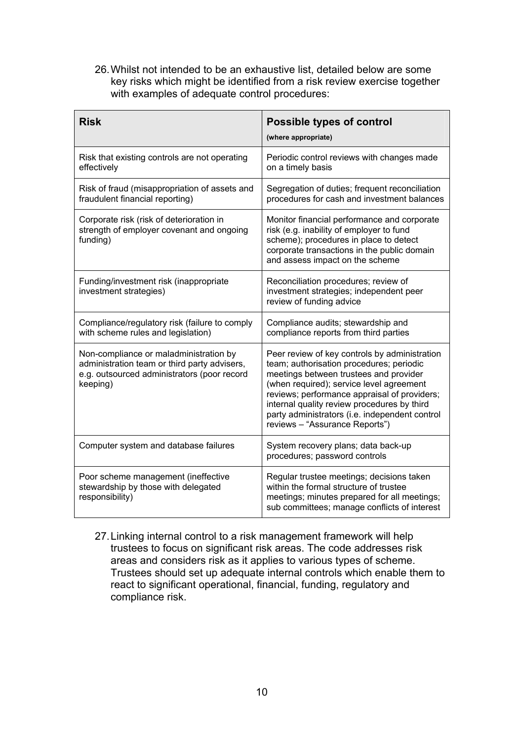26. Whilst not intended to be an exhaustive list, detailed below are some key risks which might be identified from a risk review exercise together with examples of adequate control procedures:

| **Risk** | **Possible types of control** **(where appropriate)** |
|---|---|
| Risk that existing controls are not operating effectively | Periodic control reviews with changes made on a timely basis |
| Risk of fraud (misappropriation of assets and fraudulent financial reporting) | Segregation of duties; frequent reconciliation procedures for cash and investment balances |
| Corporate risk (risk of deterioration in strength of employer covenant and ongoing funding) | Monitor financial performance and corporate risk (e.g. inability of employer to fund scheme); procedures in place to detect corporate transactions in the public domain and assess impact on the scheme |
| Funding/investment risk (inappropriate investment strategies) | Reconciliation procedures; review of investment strategies; independent peer review of funding advice |
| Compliance/regulatory risk (failure to comply with scheme rules and legislation) | Compliance audits; stewardship and compliance reports from third parties |
| Non-compliance or maladministration by administration team or third party advisers, e.g. outsourced administrators (poor record keeping) | Peer review of key controls by administration team; authorisation procedures; periodic meetings between trustees and provider (when required); service level agreement reviews; performance appraisal of providers; internal quality review procedures by third party administrators (i.e. independent control reviews – "Assurance Reports") |
| Computer system and database failures | System recovery plans; data back-up procedures; password controls |
| Poor scheme management (ineffective stewardship by those with delegated responsibility) | Regular trustee meetings; decisions taken within the formal structure of trustee meetings; minutes prepared for all meetings; sub committees; manage conflicts of interest |

27. Linking internal control to a risk management framework will help trustees to focus on significant risk areas. The code addresses risk areas and considers risk as it applies to various types of scheme. Trustees should set up adequate internal controls which enable them to react to significant operational, financial, funding, regulatory and compliance risk.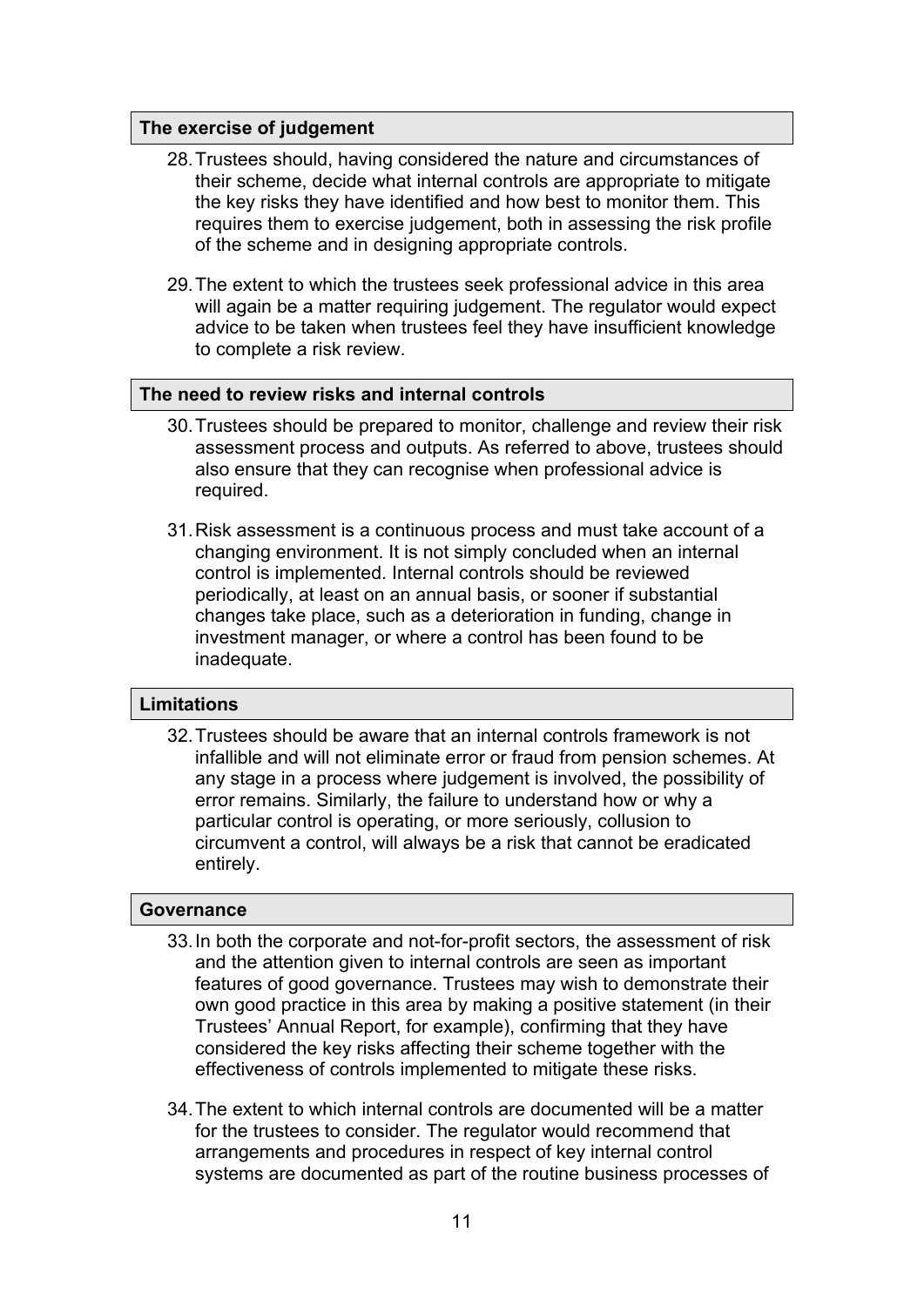### The exercise of judgement

28. Trustees should, having considered the nature and circumstances of their scheme, decide what internal controls are appropriate to mitigate the key risks they have identified and how best to monitor them. This requires them to exercise judgement, both in assessing the risk profile of the scheme and in designing appropriate controls.

29. The extent to which the trustees seek professional advice in this area will again be a matter requiring judgement. The regulator would expect advice to be taken when trustees feel they have insufficient knowledge to complete a risk review.

### The need to review risks and internal controls

30. Trustees should be prepared to monitor, challenge and review their risk assessment process and outputs. As referred to above, trustees should also ensure that they can recognise when professional advice is required.

31. Risk assessment is a continuous process and must take account of a changing environment. It is not simply concluded when an internal control is implemented. Internal controls should be reviewed periodically, at least on an annual basis, or sooner if substantial changes take place, such as a deterioration in funding, change in investment manager, or where a control has been found to be inadequate.

### Limitations

32. Trustees should be aware that an internal controls framework is not infallible and will not eliminate error or fraud from pension schemes. At any stage in a process where judgement is involved, the possibility of error remains. Similarly, the failure to understand how or why a particular control is operating, or more seriously, collusion to circumvent a control, will always be a risk that cannot be eradicated entirely.

### Governance

33. In both the corporate and not-for-profit sectors, the assessment of risk and the attention given to internal controls are seen as important features of good governance. Trustees may wish to demonstrate their own good practice in this area by making a positive statement (in their Trustees' Annual Report, for example), confirming that they have considered the key risks affecting their scheme together with the effectiveness of controls implemented to mitigate these risks.

34. The extent to which internal controls are documented will be a matter for the trustees to consider. The regulator would recommend that arrangements and procedures in respect of key internal control systems are documented as part of the routine business processes of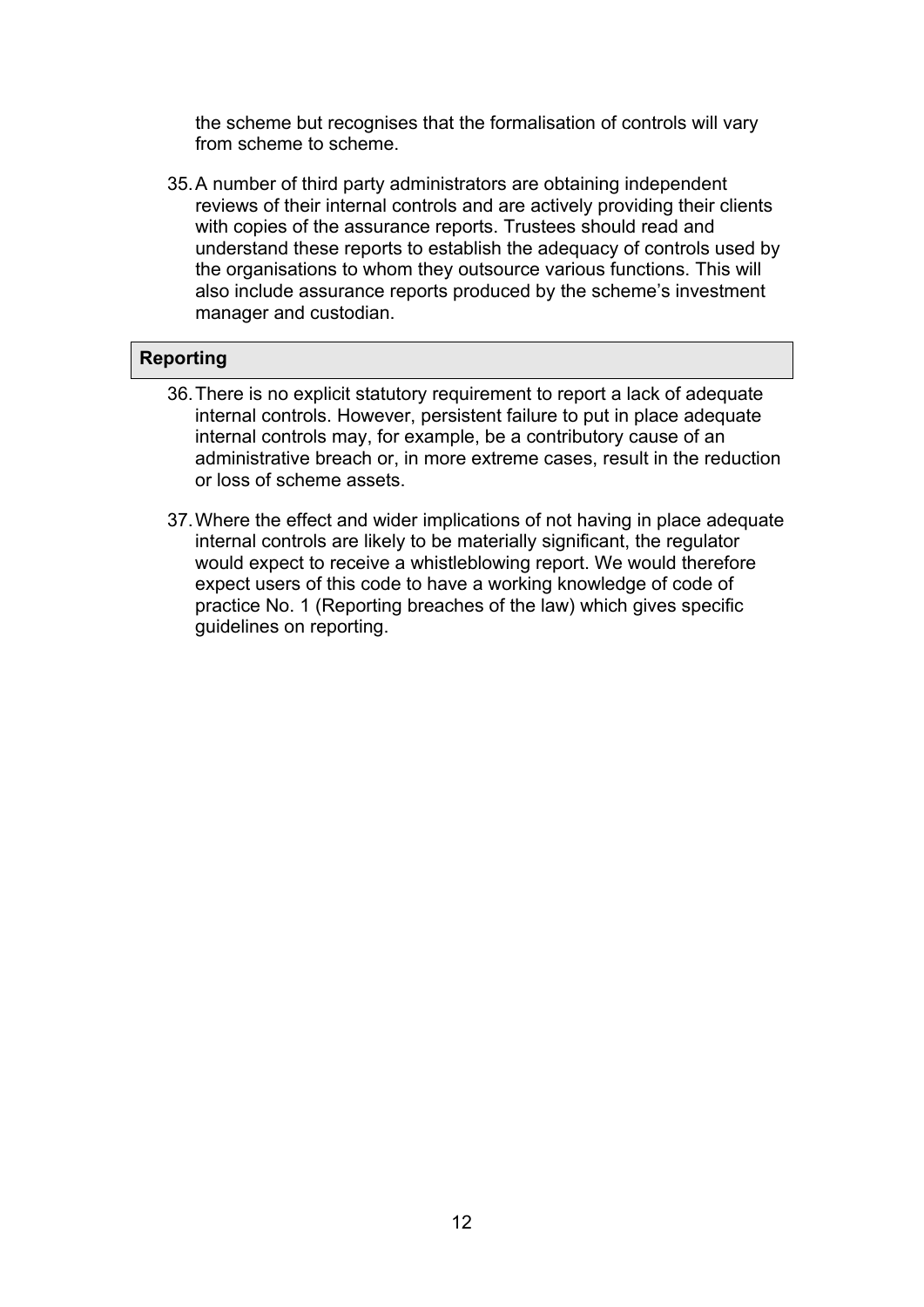the scheme but recognises that the formalisation of controls will vary from scheme to scheme.

35. A number of third party administrators are obtaining independent reviews of their internal controls and are actively providing their clients with copies of the assurance reports. Trustees should read and understand these reports to establish the adequacy of controls used by the organisations to whom they outsource various functions. This will also include assurance reports produced by the scheme's investment manager and custodian.

## Reporting

36. There is no explicit statutory requirement to report a lack of adequate internal controls. However, persistent failure to put in place adequate internal controls may, for example, be a contributory cause of an administrative breach or, in more extreme cases, result in the reduction or loss of scheme assets.

37. Where the effect and wider implications of not having in place adequate internal controls are likely to be materially significant, the regulator would expect to receive a whistleblowing report. We would therefore expect users of this code to have a working knowledge of code of practice No. 1 (Reporting breaches of the law) which gives specific guidelines on reporting.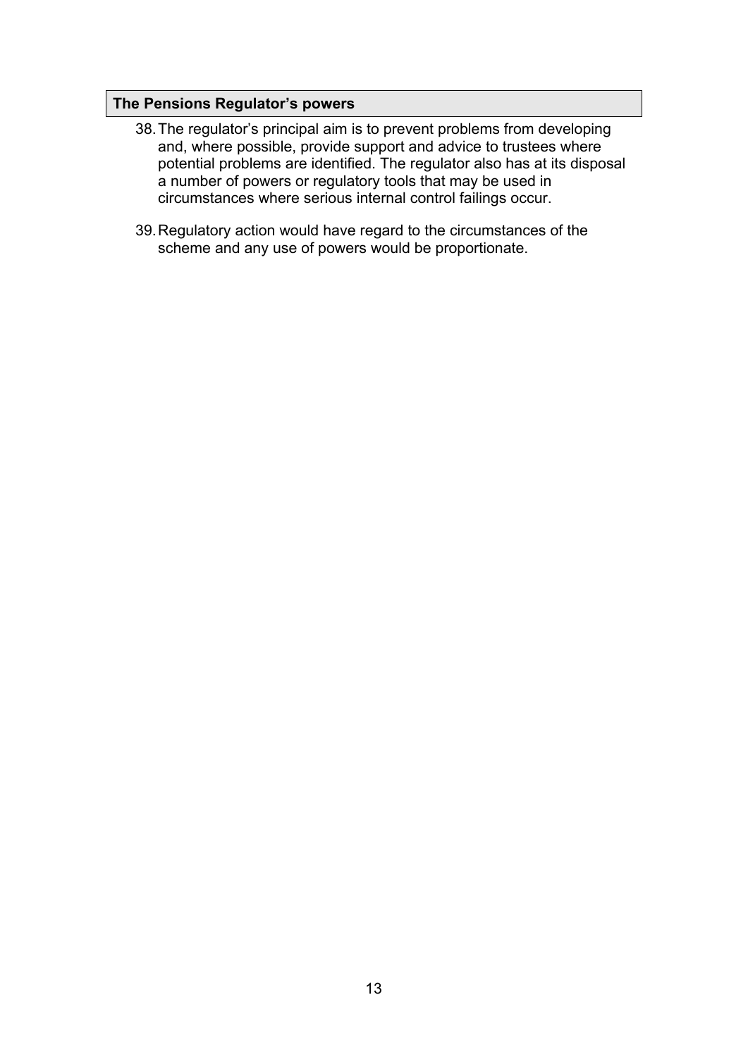## The Pensions Regulator's powers

38. The regulator's principal aim is to prevent problems from developing and, where possible, provide support and advice to trustees where potential problems are identified. The regulator also has at its disposal a number of powers or regulatory tools that may be used in circumstances where serious internal control failings occur.

39. Regulatory action would have regard to the circumstances of the scheme and any use of powers would be proportionate.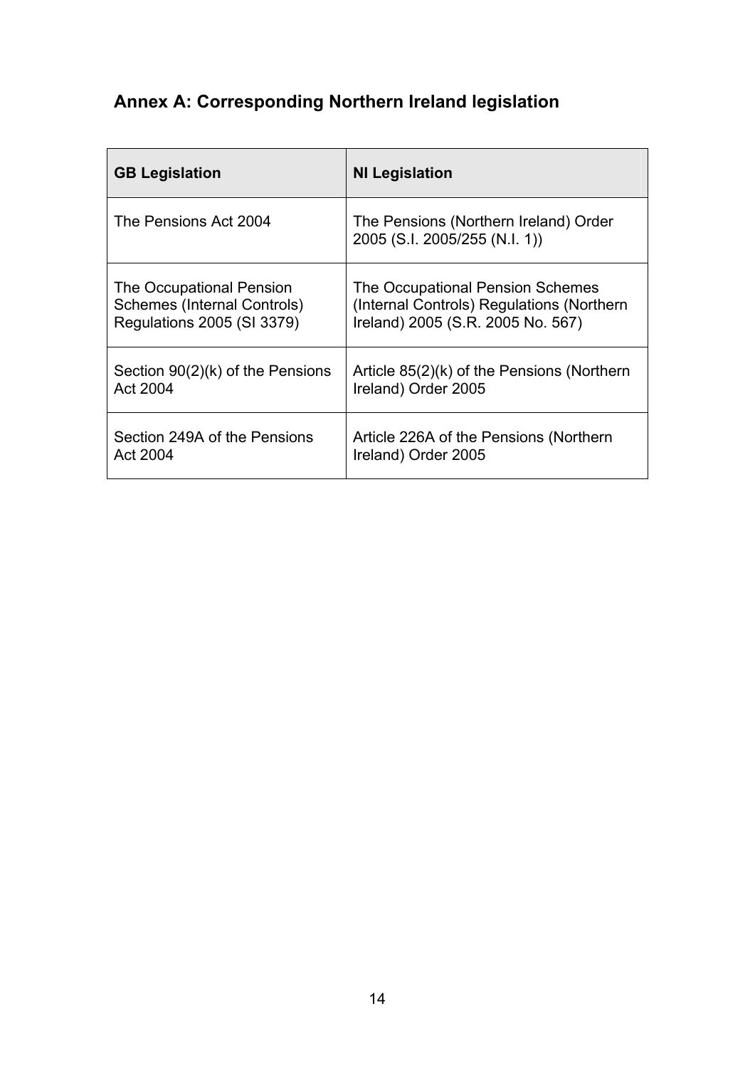## Annex A: Corresponding Northern Ireland legislation

| GB Legislation | NI Legislation |
|---|---|
| The Pensions Act 2004 | The Pensions (Northern Ireland) Order 2005 (S.I. 2005/255 (N.I. 1)) |
| The Occupational Pension Schemes (Internal Controls) Regulations 2005 (SI 3379) | The Occupational Pension Schemes (Internal Controls) Regulations (Northern Ireland) 2005 (S.R. 2005 No. 567) |
| Section 90(2)(k) of the Pensions Act 2004 | Article 85(2)(k) of the Pensions (Northern Ireland) Order 2005 |
| Section 249A of the Pensions Act 2004 | Article 226A of the Pensions (Northern Ireland) Order 2005 |